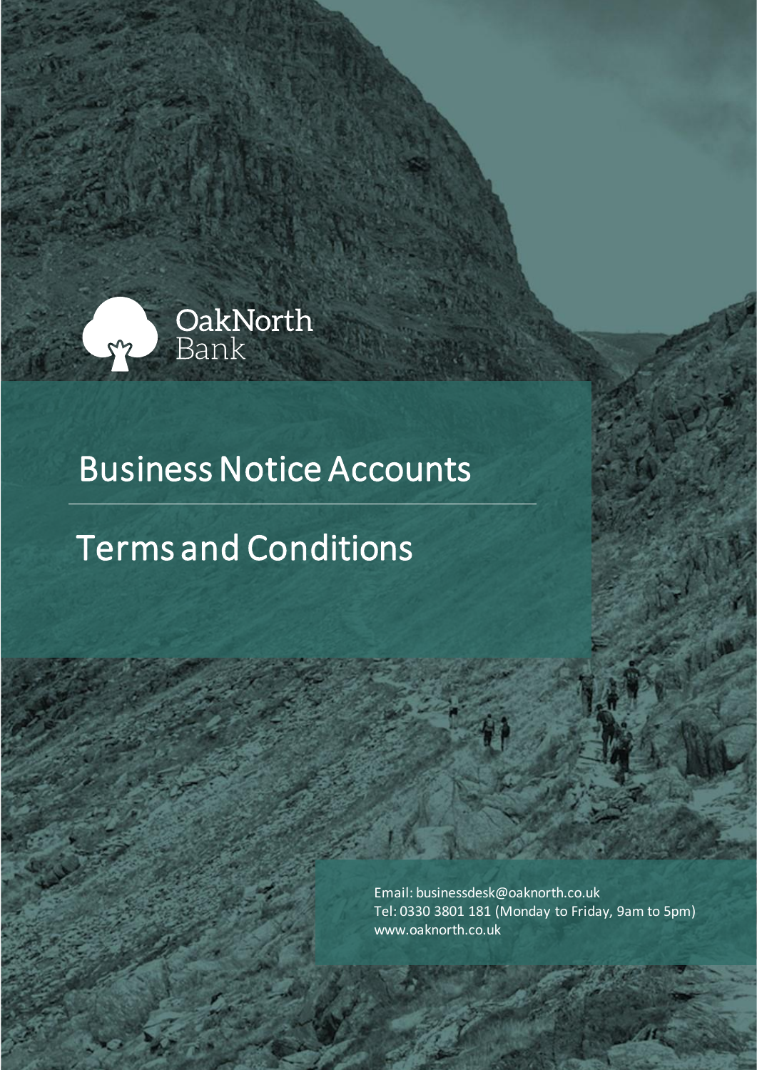OakNorth Bank

# Business Notice Accounts

# Terms and Conditions

Email: businessdesk@oaknorth.co.uk
Tel: 0330 3801 181 (Monday to Friday, 9am to 5pm)
www.oaknorth.co.uk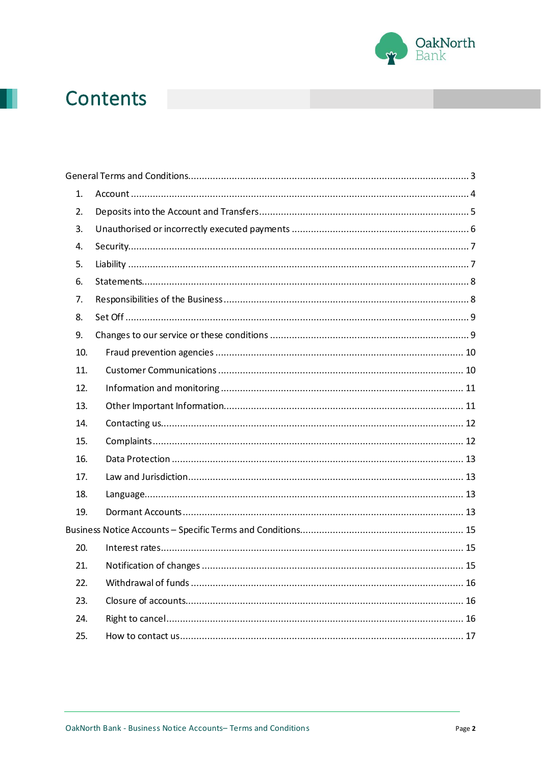# Contents

General Terms and Conditions........................................................................................................ 3

1. Account .......................................................................................................................... 4
2. Deposits into the Account and Transfers.............................................................................. 5
3. Unauthorised or incorrectly executed payments ................................................................... 6
4. Security............................................................................................................................ 7
5. Liability ............................................................................................................................ 7
6. Statements....................................................................................................................... 8
7. Responsibilities of the Business ........................................................................................... 8
8. Set Off ............................................................................................................................. 9
9. Changes to our service or these conditions .......................................................................... 9
10. Fraud prevention agencies ............................................................................................. 10
11. Customer Communications ............................................................................................ 10
12. Information and monitoring ........................................................................................... 11
13. Other Important Information.......................................................................................... 11
14. Contacting us................................................................................................................ 12
15. Complaints................................................................................................................... 12
16. Data Protection ............................................................................................................ 13
17. Law and Jurisdiction...................................................................................................... 13
18. Language...................................................................................................................... 13
19. Dormant Accounts ........................................................................................................ 13

Business Notice Accounts – Specific Terms and Conditions............................................................ 15

20. Interest rates................................................................................................................. 15
21. Notification of changes ................................................................................................. 15
22. Withdrawal of funds ..................................................................................................... 16
23. Closure of accounts....................................................................................................... 16
24. Right to cancel.............................................................................................................. 16
25. How to contact us......................................................................................................... 17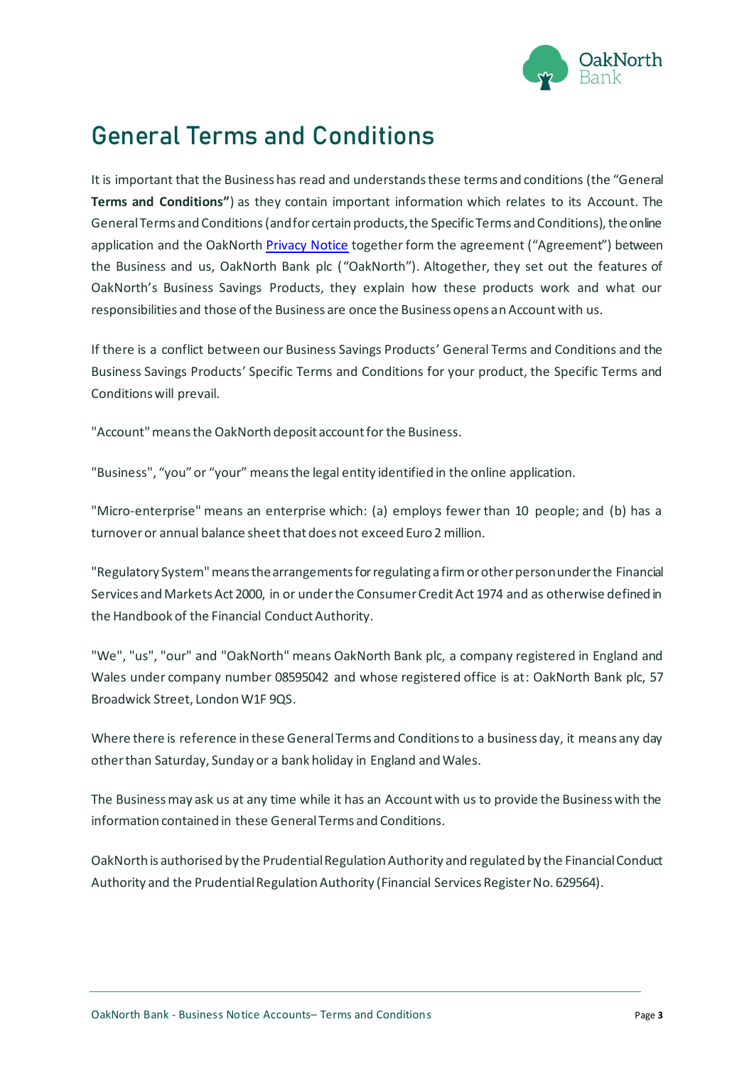# General Terms and Conditions

It is important that the Business has read and understands these terms and conditions (the "General **Terms and Conditions"**) as they contain important information which relates to its Account. The General Terms and Conditions (and for certain products, the Specific Terms and Conditions), the online application and the OakNorth Privacy Notice together form the agreement ("Agreement") between the Business and us, OakNorth Bank plc ("OakNorth"). Altogether, they set out the features of OakNorth's Business Savings Products, they explain how these products work and what our responsibilities and those of the Business are once the Business opens an Account with us.

If there is a conflict between our Business Savings Products' General Terms and Conditions and the Business Savings Products' Specific Terms and Conditions for your product, the Specific Terms and Conditions will prevail.

"Account" means the OakNorth deposit account for the Business.

"Business", "you" or "your" means the legal entity identified in the online application.

"Micro-enterprise" means an enterprise which: (a) employs fewer than 10 people; and (b) has a turnover or annual balance sheet that does not exceed Euro 2 million.

"Regulatory System" means the arrangements for regulating a firm or other person under the Financial Services and Markets Act 2000, in or under the Consumer Credit Act 1974 and as otherwise defined in the Handbook of the Financial Conduct Authority.

"We", "us", "our" and "OakNorth" means OakNorth Bank plc, a company registered in England and Wales under company number 08595042 and whose registered office is at: OakNorth Bank plc, 57 Broadwick Street, London W1F 9QS.

Where there is reference in these General Terms and Conditions to a business day, it means any day other than Saturday, Sunday or a bank holiday in England and Wales.

The Business may ask us at any time while it has an Account with us to provide the Business with the information contained in these General Terms and Conditions.

OakNorth is authorised by the Prudential Regulation Authority and regulated by the Financial Conduct Authority and the Prudential Regulation Authority (Financial Services Register No. 629564).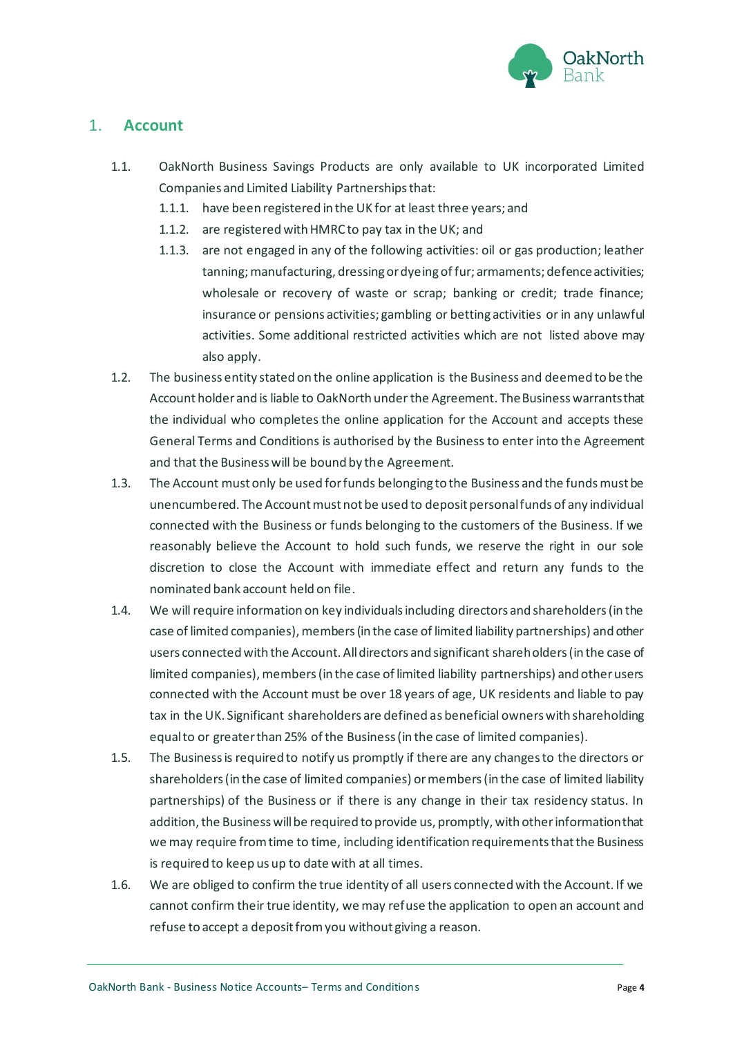## 1. Account

1.1. OakNorth Business Savings Products are only available to UK incorporated Limited Companies and Limited Liability Partnerships that:

   1.1.1. have been registered in the UK for at least three years; and

   1.1.2. are registered with HMRC to pay tax in the UK; and

   1.1.3. are not engaged in any of the following activities: oil or gas production; leather tanning; manufacturing, dressing or dyeing of fur; armaments; defence activities; wholesale or recovery of waste or scrap; banking or credit; trade finance; insurance or pensions activities; gambling or betting activities or in any unlawful activities. Some additional restricted activities which are not listed above may also apply.

1.2. The business entity stated on the online application is the Business and deemed to be the Account holder and is liable to OakNorth under the Agreement. The Business warrants that the individual who completes the online application for the Account and accepts these General Terms and Conditions is authorised by the Business to enter into the Agreement and that the Business will be bound by the Agreement.

1.3. The Account must only be used for funds belonging to the Business and the funds must be unencumbered. The Account must not be used to deposit personal funds of any individual connected with the Business or funds belonging to the customers of the Business. If we reasonably believe the Account to hold such funds, we reserve the right in our sole discretion to close the Account with immediate effect and return any funds to the nominated bank account held on file.

1.4. We will require information on key individuals including directors and shareholders (in the case of limited companies), members (in the case of limited liability partnerships) and other users connected with the Account. All directors and significant shareholders (in the case of limited companies), members (in the case of limited liability partnerships) and other users connected with the Account must be over 18 years of age, UK residents and liable to pay tax in the UK. Significant shareholders are defined as beneficial owners with shareholding equal to or greater than 25% of the Business (in the case of limited companies).

1.5. The Business is required to notify us promptly if there are any changes to the directors or shareholders (in the case of limited companies) or members (in the case of limited liability partnerships) of the Business or if there is any change in their tax residency status. In addition, the Business will be required to provide us, promptly, with other information that we may require from time to time, including identification requirements that the Business is required to keep us up to date with at all times.

1.6. We are obliged to confirm the true identity of all users connected with the Account. If we cannot confirm their true identity, we may refuse the application to open an account and refuse to accept a deposit from you without giving a reason.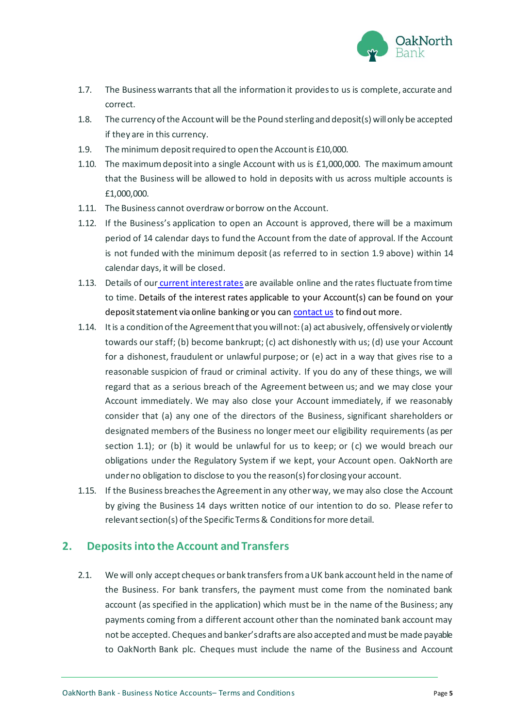1.7. The Business warrants that all the information it provides to us is complete, accurate and correct.

1.8. The currency of the Account will be the Pound sterling and deposit(s) will only be accepted if they are in this currency.

1.9. The minimum deposit required to open the Account is £10,000.

1.10. The maximum deposit into a single Account with us is £1,000,000. The maximum amount that the Business will be allowed to hold in deposits with us across multiple accounts is £1,000,000.

1.11. The Business cannot overdraw or borrow on the Account.

1.12. If the Business's application to open an Account is approved, there will be a maximum period of 14 calendar days to fund the Account from the date of approval. If the Account is not funded with the minimum deposit (as referred to in section 1.9 above) within 14 calendar days, it will be closed.

1.13. Details of our current interest rates are available online and the rates fluctuate from time to time. Details of the interest rates applicable to your Account(s) can be found on your deposit statement via online banking or you can contact us to find out more.

1.14. It is a condition of the Agreement that you will not: (a) act abusively, offensively or violently towards our staff; (b) become bankrupt; (c) act dishonestly with us; (d) use your Account for a dishonest, fraudulent or unlawful purpose; or (e) act in a way that gives rise to a reasonable suspicion of fraud or criminal activity. If you do any of these things, we will regard that as a serious breach of the Agreement between us; and we may close your Account immediately. We may also close your Account immediately, if we reasonably consider that (a) any one of the directors of the Business, significant shareholders or designated members of the Business no longer meet our eligibility requirements (as per section 1.1); or (b) it would be unlawful for us to keep; or (c) we would breach our obligations under the Regulatory System if we kept, your Account open. OakNorth are under no obligation to disclose to you the reason(s) for closing your account.

1.15. If the Business breaches the Agreement in any other way, we may also close the Account by giving the Business 14 days written notice of our intention to do so. Please refer to relevant section(s) of the Specific Terms & Conditions for more detail.

## 2. Deposits into the Account and Transfers

2.1. We will only accept cheques or bank transfers from a UK bank account held in the name of the Business. For bank transfers, the payment must come from the nominated bank account (as specified in the application) which must be in the name of the Business; any payments coming from a different account other than the nominated bank account may not be accepted. Cheques and banker's drafts are also accepted and must be made payable to OakNorth Bank plc. Cheques must include the name of the Business and Account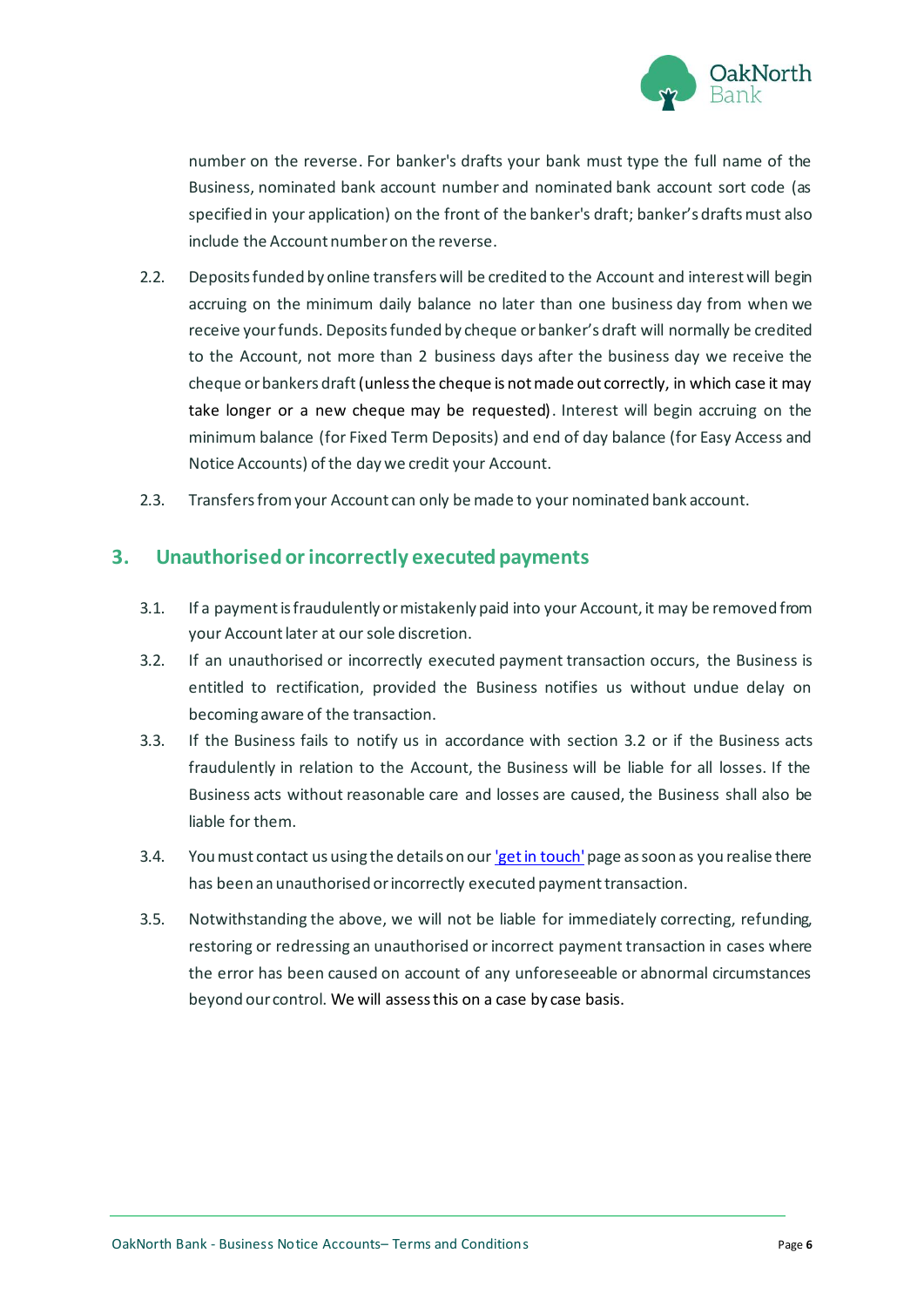number on the reverse. For banker's drafts your bank must type the full name of the Business, nominated bank account number and nominated bank account sort code (as specified in your application) on the front of the banker's draft; banker's drafts must also include the Account number on the reverse.

2.2. Deposits funded by online transfers will be credited to the Account and interest will begin accruing on the minimum daily balance no later than one business day from when we receive your funds. Deposits funded by cheque or banker's draft will normally be credited to the Account, not more than 2 business days after the business day we receive the cheque or bankers draft (unless the cheque is not made out correctly, in which case it may take longer or a new cheque may be requested). Interest will begin accruing on the minimum balance (for Fixed Term Deposits) and end of day balance (for Easy Access and Notice Accounts) of the day we credit your Account.

2.3. Transfers from your Account can only be made to your nominated bank account.

## 3. Unauthorised or incorrectly executed payments

3.1. If a payment is fraudulently or mistakenly paid into your Account, it may be removed from your Account later at our sole discretion.

3.2. If an unauthorised or incorrectly executed payment transaction occurs, the Business is entitled to rectification, provided the Business notifies us without undue delay on becoming aware of the transaction.

3.3. If the Business fails to notify us in accordance with section 3.2 or if the Business acts fraudulently in relation to the Account, the Business will be liable for all losses. If the Business acts without reasonable care and losses are caused, the Business shall also be liable for them.

3.4. You must contact us using the details on our 'get in touch' page as soon as you realise there has been an unauthorised or incorrectly executed payment transaction.

3.5. Notwithstanding the above, we will not be liable for immediately correcting, refunding, restoring or redressing an unauthorised or incorrect payment transaction in cases where the error has been caused on account of any unforeseeable or abnormal circumstances beyond our control. We will assess this on a case by case basis.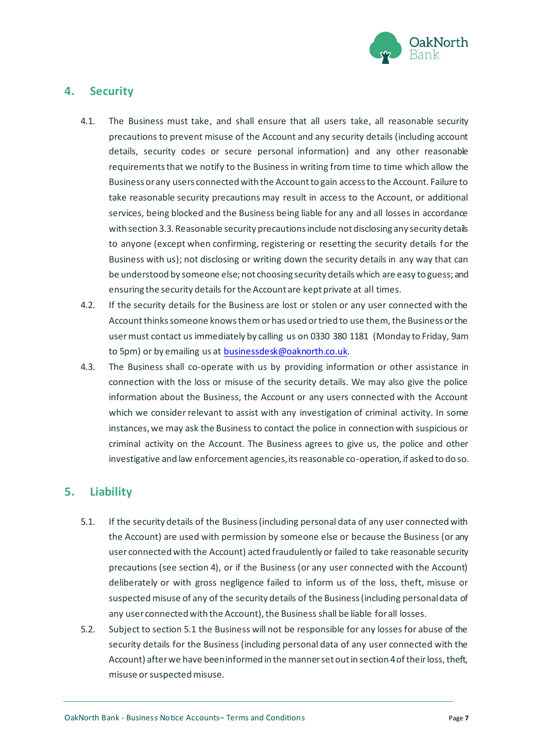## 4. Security

4.1. The Business must take, and shall ensure that all users take, all reasonable security precautions to prevent misuse of the Account and any security details (including account details, security codes or secure personal information) and any other reasonable requirements that we notify to the Business in writing from time to time which allow the Business or any users connected with the Account to gain access to the Account. Failure to take reasonable security precautions may result in access to the Account, or additional services, being blocked and the Business being liable for any and all losses in accordance with section 3.3. Reasonable security precautions include not disclosing any security details to anyone (except when confirming, registering or resetting the security details for the Business with us); not disclosing or writing down the security details in any way that can be understood by someone else; not choosing security details which are easy to guess; and ensuring the security details for the Account are kept private at all times.

4.2. If the security details for the Business are lost or stolen or any user connected with the Account thinks someone knows them or has used or tried to use them, the Business or the user must contact us immediately by calling us on 0330 380 1181 (Monday to Friday, 9am to 5pm) or by emailing us at [businessdesk@oaknorth.co.uk](mailto:businessdesk@oaknorth.co.uk).

4.3. The Business shall co-operate with us by providing information or other assistance in connection with the loss or misuse of the security details. We may also give the police information about the Business, the Account or any users connected with the Account which we consider relevant to assist with any investigation of criminal activity. In some instances, we may ask the Business to contact the police in connection with suspicious or criminal activity on the Account. The Business agrees to give us, the police and other investigative and law enforcement agencies, its reasonable co-operation, if asked to do so.

## 5. Liability

5.1. If the security details of the Business (including personal data of any user connected with the Account) are used with permission by someone else or because the Business (or any user connected with the Account) acted fraudulently or failed to take reasonable security precautions (see section 4), or if the Business (or any user connected with the Account) deliberately or with gross negligence failed to inform us of the loss, theft, misuse or suspected misuse of any of the security details of the Business (including personal data of any user connected with the Account), the Business shall be liable for all losses.

5.2. Subject to section 5.1 the Business will not be responsible for any losses for abuse of the security details for the Business (including personal data of any user connected with the Account) after we have been informed in the manner set out in section 4 of their loss, theft, misuse or suspected misuse.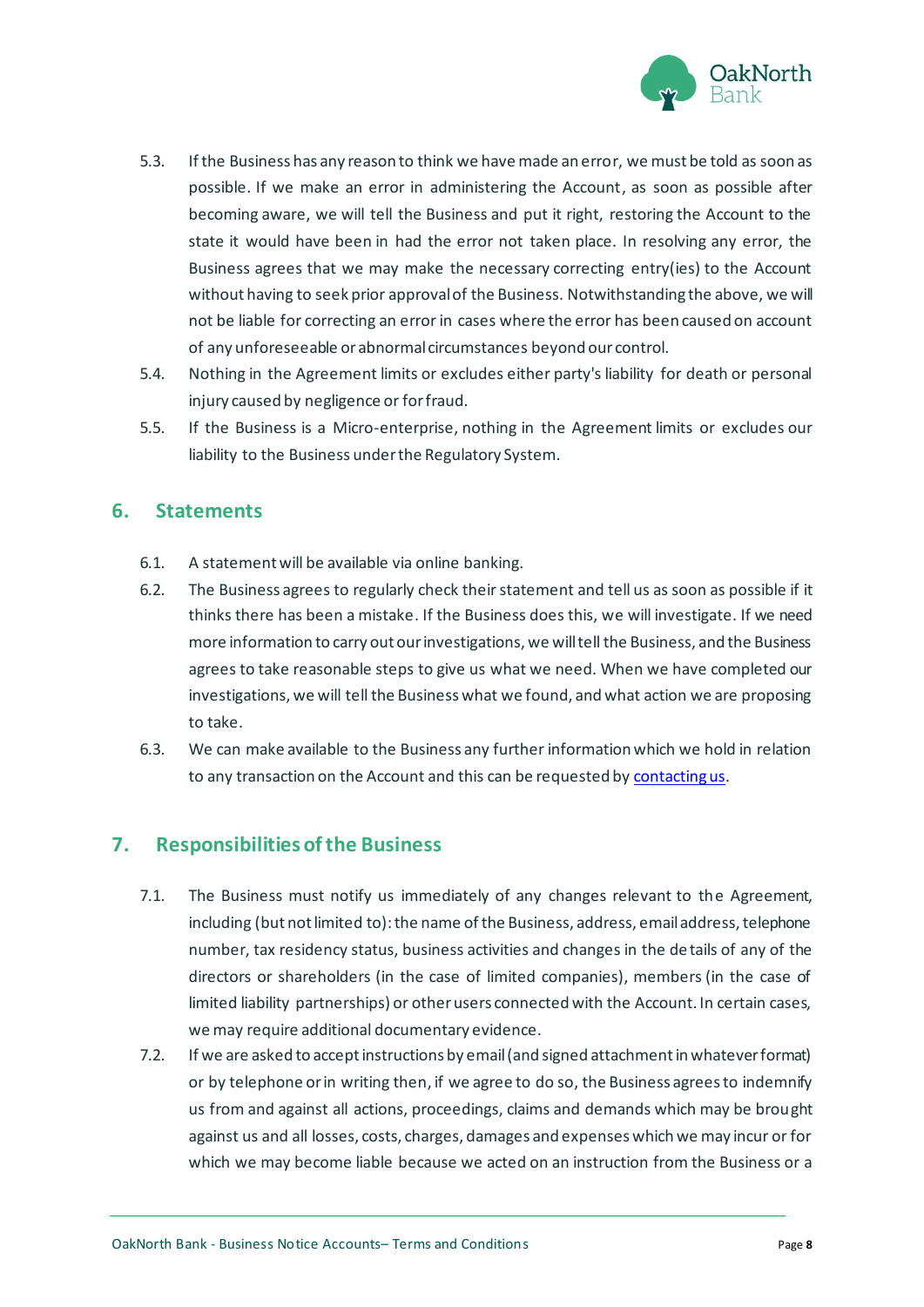5.3. If the Business has any reason to think we have made an error, we must be told as soon as possible. If we make an error in administering the Account, as soon as possible after becoming aware, we will tell the Business and put it right, restoring the Account to the state it would have been in had the error not taken place. In resolving any error, the Business agrees that we may make the necessary correcting entry(ies) to the Account without having to seek prior approval of the Business. Notwithstanding the above, we will not be liable for correcting an error in cases where the error has been caused on account of any unforeseeable or abnormal circumstances beyond our control.

5.4. Nothing in the Agreement limits or excludes either party's liability for death or personal injury caused by negligence or for fraud.

5.5. If the Business is a Micro-enterprise, nothing in the Agreement limits or excludes our liability to the Business under the Regulatory System.

## 6. Statements

6.1. A statement will be available via online banking.

6.2. The Business agrees to regularly check their statement and tell us as soon as possible if it thinks there has been a mistake. If the Business does this, we will investigate. If we need more information to carry out our investigations, we will tell the Business, and the Business agrees to take reasonable steps to give us what we need. When we have completed our investigations, we will tell the Business what we found, and what action we are proposing to take.

6.3. We can make available to the Business any further information which we hold in relation to any transaction on the Account and this can be requested by contacting us.

## 7. Responsibilities of the Business

7.1. The Business must notify us immediately of any changes relevant to the Agreement, including (but not limited to): the name of the Business, address, email address, telephone number, tax residency status, business activities and changes in the details of any of the directors or shareholders (in the case of limited companies), members (in the case of limited liability partnerships) or other users connected with the Account. In certain cases, we may require additional documentary evidence.

7.2. If we are asked to accept instructions by email (and signed attachment in whatever format) or by telephone or in writing then, if we agree to do so, the Business agrees to indemnify us from and against all actions, proceedings, claims and demands which may be brought against us and all losses, costs, charges, damages and expenses which we may incur or for which we may become liable because we acted on an instruction from the Business or a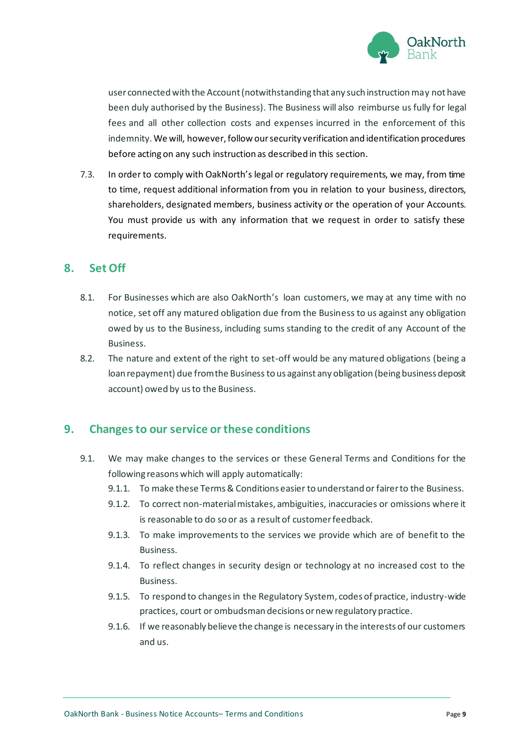user connected with the Account (notwithstanding that any such instruction may not have been duly authorised by the Business). The Business will also reimburse us fully for legal fees and all other collection costs and expenses incurred in the enforcement of this indemnity. We will, however, follow our security verification and identification procedures before acting on any such instruction as described in this section.

7.3. In order to comply with OakNorth's legal or regulatory requirements, we may, from time to time, request additional information from you in relation to your business, directors, shareholders, designated members, business activity or the operation of your Accounts. You must provide us with any information that we request in order to satisfy these requirements.

## 8. Set Off

8.1. For Businesses which are also OakNorth's loan customers, we may at any time with no notice, set off any matured obligation due from the Business to us against any obligation owed by us to the Business, including sums standing to the credit of any Account of the Business.

8.2. The nature and extent of the right to set-off would be any matured obligations (being a loan repayment) due from the Business to us against any obligation (being business deposit account) owed by us to the Business.

## 9. Changes to our service or these conditions

9.1. We may make changes to the services or these General Terms and Conditions for the following reasons which will apply automatically:

9.1.1. To make these Terms & Conditions easier to understand or fairer to the Business.

9.1.2. To correct non-material mistakes, ambiguities, inaccuracies or omissions where it is reasonable to do so or as a result of customer feedback.

9.1.3. To make improvements to the services we provide which are of benefit to the Business.

9.1.4. To reflect changes in security design or technology at no increased cost to the Business.

9.1.5. To respond to changes in the Regulatory System, codes of practice, industry-wide practices, court or ombudsman decisions or new regulatory practice.

9.1.6. If we reasonably believe the change is necessary in the interests of our customers and us.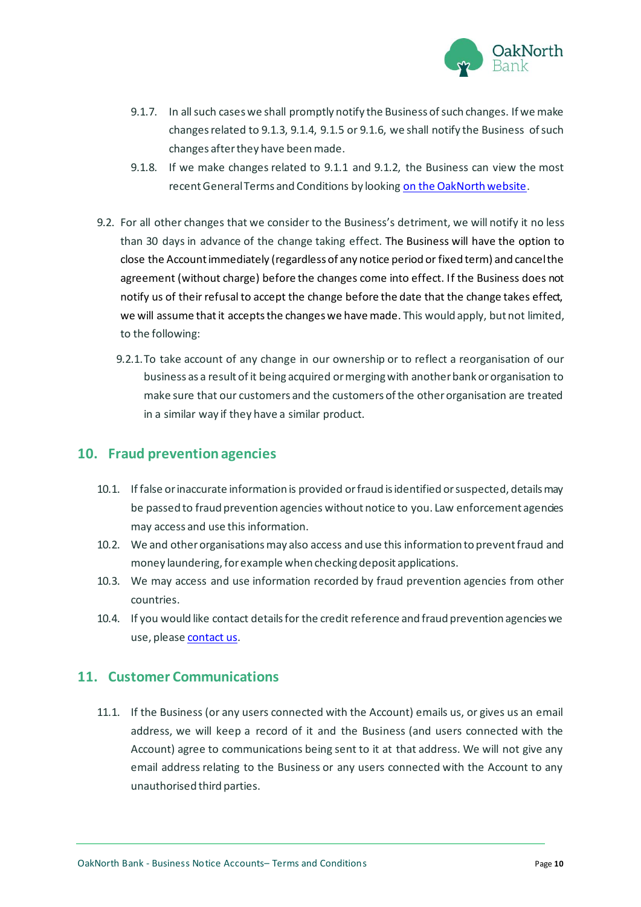9.1.7. In all such cases we shall promptly notify the Business of such changes. If we make changes related to 9.1.3, 9.1.4, 9.1.5 or 9.1.6, we shall notify the Business of such changes after they have been made.

9.1.8. If we make changes related to 9.1.1 and 9.1.2, the Business can view the most recent General Terms and Conditions by looking on the OakNorth website.

9.2. For all other changes that we consider to the Business's detriment, we will notify it no less than 30 days in advance of the change taking effect. The Business will have the option to close the Account immediately (regardless of any notice period or fixed term) and cancel the agreement (without charge) before the changes come into effect. If the Business does not notify us of their refusal to accept the change before the date that the change takes effect, we will assume that it accepts the changes we have made. This would apply, but not limited, to the following:

9.2.1. To take account of any change in our ownership or to reflect a reorganisation of our business as a result of it being acquired or merging with another bank or organisation to make sure that our customers and the customers of the other organisation are treated in a similar way if they have a similar product.

## 10. Fraud prevention agencies

10.1. If false or inaccurate information is provided or fraud is identified or suspected, details may be passed to fraud prevention agencies without notice to you. Law enforcement agencies may access and use this information.

10.2. We and other organisations may also access and use this information to prevent fraud and money laundering, for example when checking deposit applications.

10.3. We may access and use information recorded by fraud prevention agencies from other countries.

10.4. If you would like contact details for the credit reference and fraud prevention agencies we use, please contact us.

## 11. Customer Communications

11.1. If the Business (or any users connected with the Account) emails us, or gives us an email address, we will keep a record of it and the Business (and users connected with the Account) agree to communications being sent to it at that address. We will not give any email address relating to the Business or any users connected with the Account to any unauthorised third parties.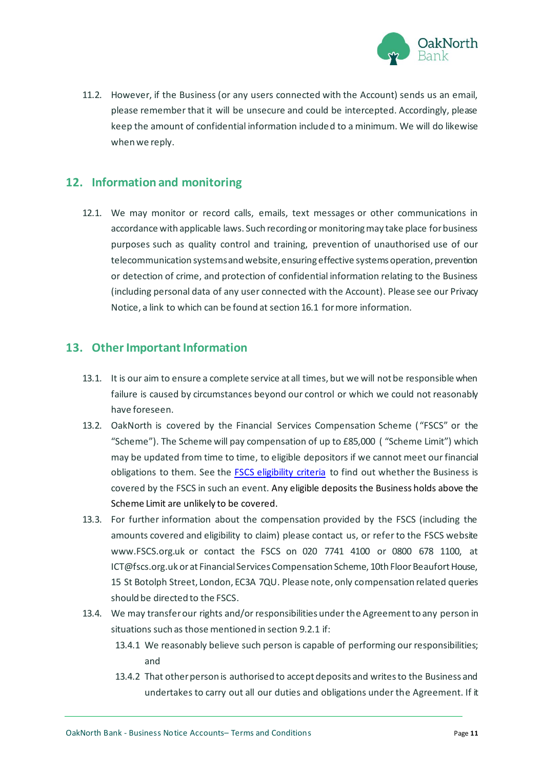11.2. However, if the Business (or any users connected with the Account) sends us an email, please remember that it will be unsecure and could be intercepted. Accordingly, please keep the amount of confidential information included to a minimum. We will do likewise when we reply.

## 12. Information and monitoring

12.1. We may monitor or record calls, emails, text messages or other communications in accordance with applicable laws. Such recording or monitoring may take place for business purposes such as quality control and training, prevention of unauthorised use of our telecommunication systems and website, ensuring effective systems operation, prevention or detection of crime, and protection of confidential information relating to the Business (including personal data of any user connected with the Account). Please see our Privacy Notice, a link to which can be found at section 16.1 for more information.

## 13. Other Important Information

13.1. It is our aim to ensure a complete service at all times, but we will not be responsible when failure is caused by circumstances beyond our control or which we could not reasonably have foreseen.

13.2. OakNorth is covered by the Financial Services Compensation Scheme ("FSCS" or the "Scheme"). The Scheme will pay compensation of up to £85,000 ( "Scheme Limit") which may be updated from time to time, to eligible depositors if we cannot meet our financial obligations to them. See the [FSCS eligibility criteria]() to find out whether the Business is covered by the FSCS in such an event. Any eligible deposits the Business holds above the Scheme Limit are unlikely to be covered.

13.3. For further information about the compensation provided by the FSCS (including the amounts covered and eligibility to claim) please contact us, or refer to the FSCS website www.FSCS.org.uk or contact the FSCS on 020 7741 4100 or 0800 678 1100, at ICT@fscs.org.uk or at Financial Services Compensation Scheme, 10th Floor Beaufort House, 15 St Botolph Street, London, EC3A 7QU. Please note, only compensation related queries should be directed to the FSCS.

13.4. We may transfer our rights and/or responsibilities under the Agreement to any person in situations such as those mentioned in section 9.2.1 if:

13.4.1 We reasonably believe such person is capable of performing our responsibilities; and

13.4.2 That other person is authorised to accept deposits and writes to the Business and undertakes to carry out all our duties and obligations under the Agreement. If it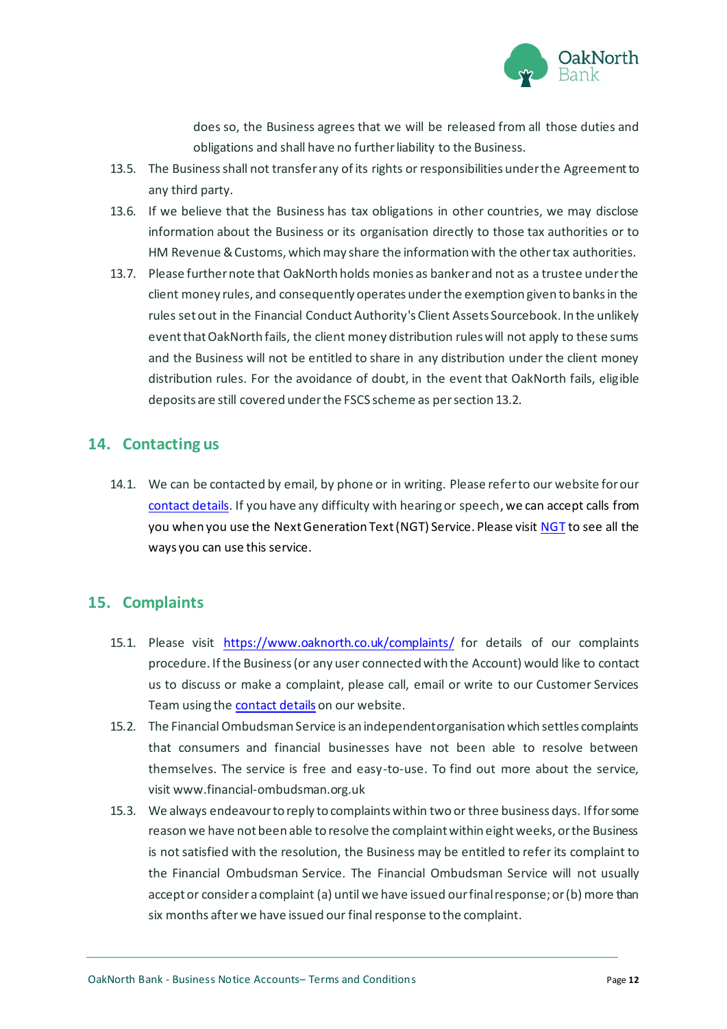does so, the Business agrees that we will be released from all those duties and obligations and shall have no further liability to the Business.

13.5. The Business shall not transfer any of its rights or responsibilities under the Agreement to any third party.

13.6. If we believe that the Business has tax obligations in other countries, we may disclose information about the Business or its organisation directly to those tax authorities or to HM Revenue & Customs, which may share the information with the other tax authorities.

13.7. Please further note that OakNorth holds monies as banker and not as a trustee under the client money rules, and consequently operates under the exemption given to banks in the rules set out in the Financial Conduct Authority's Client Assets Sourcebook. In the unlikely event that OakNorth fails, the client money distribution rules will not apply to these sums and the Business will not be entitled to share in any distribution under the client money distribution rules. For the avoidance of doubt, in the event that OakNorth fails, eligible deposits are still covered under the FSCS scheme as per section 13.2.

## 14. Contacting us

14.1. We can be contacted by email, by phone or in writing. Please refer to our website for our contact details. If you have any difficulty with hearing or speech, we can accept calls from you when you use the Next Generation Text (NGT) Service. Please visit NGT to see all the ways you can use this service.

## 15. Complaints

15.1. Please visit https://www.oaknorth.co.uk/complaints/ for details of our complaints procedure. If the Business (or any user connected with the Account) would like to contact us to discuss or make a complaint, please call, email or write to our Customer Services Team using the contact details on our website.

15.2. The Financial Ombudsman Service is an independent organisation which settles complaints that consumers and financial businesses have not been able to resolve between themselves. The service is free and easy-to-use. To find out more about the service, visit www.financial-ombudsman.org.uk

15.3. We always endeavour to reply to complaints within two or three business days. If for some reason we have not been able to resolve the complaint within eight weeks, or the Business is not satisfied with the resolution, the Business may be entitled to refer its complaint to the Financial Ombudsman Service. The Financial Ombudsman Service will not usually accept or consider a complaint (a) until we have issued our final response; or (b) more than six months after we have issued our final response to the complaint.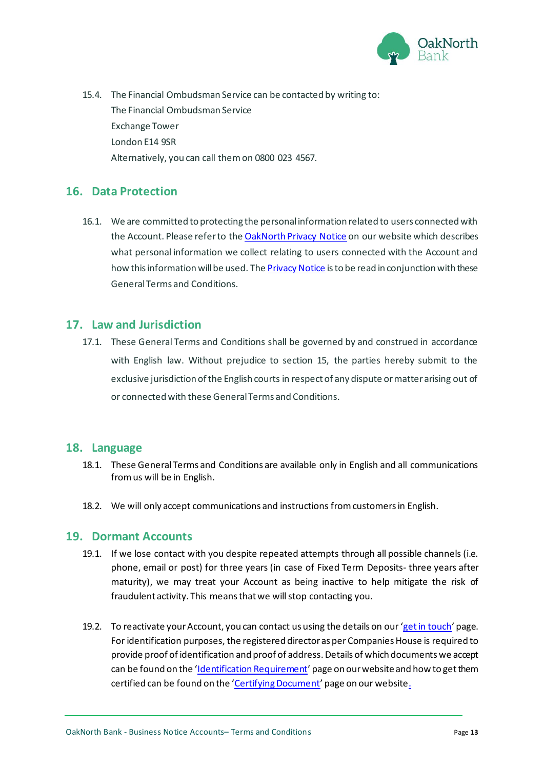15.4. The Financial Ombudsman Service can be contacted by writing to:
The Financial Ombudsman Service
Exchange Tower
London E14 9SR
Alternatively, you can call them on 0800 023 4567.

## 16. Data Protection

16.1. We are committed to protecting the personal information related to users connected with the Account. Please refer to the OakNorth Privacy Notice on our website which describes what personal information we collect relating to users connected with the Account and how this information will be used. The Privacy Notice is to be read in conjunction with these General Terms and Conditions.

## 17. Law and Jurisdiction

17.1. These General Terms and Conditions shall be governed by and construed in accordance with English law. Without prejudice to section 15, the parties hereby submit to the exclusive jurisdiction of the English courts in respect of any dispute or matter arising out of or connected with these General Terms and Conditions.

## 18. Language

18.1. These General Terms and Conditions are available only in English and all communications from us will be in English.

18.2. We will only accept communications and instructions from customers in English.

## 19. Dormant Accounts

19.1. If we lose contact with you despite repeated attempts through all possible channels (i.e. phone, email or post) for three years (in case of Fixed Term Deposits- three years after maturity), we may treat your Account as being inactive to help mitigate the risk of fraudulent activity. This means that we will stop contacting you.

19.2. To reactivate your Account, you can contact us using the details on our 'get in touch' page. For identification purposes, the registered director as per Companies House is required to provide proof of identification and proof of address. Details of which documents we accept can be found on the 'Identification Requirement' page on our website and how to get them certified can be found on the 'Certifying Document' page on our website.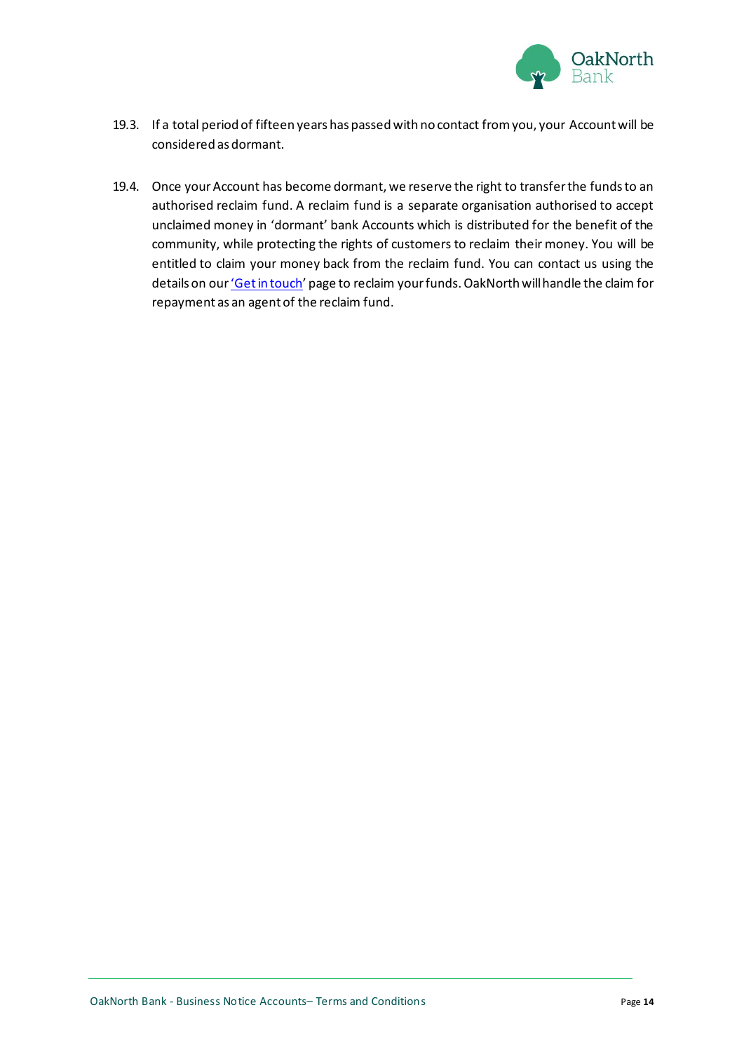19.3. If a total period of fifteen years has passed with no contact from you, your Account will be considered as dormant.

19.4. Once your Account has become dormant, we reserve the right to transfer the funds to an authorised reclaim fund. A reclaim fund is a separate organisation authorised to accept unclaimed money in 'dormant' bank Accounts which is distributed for the benefit of the community, while protecting the rights of customers to reclaim their money. You will be entitled to claim your money back from the reclaim fund. You can contact us using the details on our 'Get in touch' page to reclaim your funds. OakNorth will handle the claim for repayment as an agent of the reclaim fund.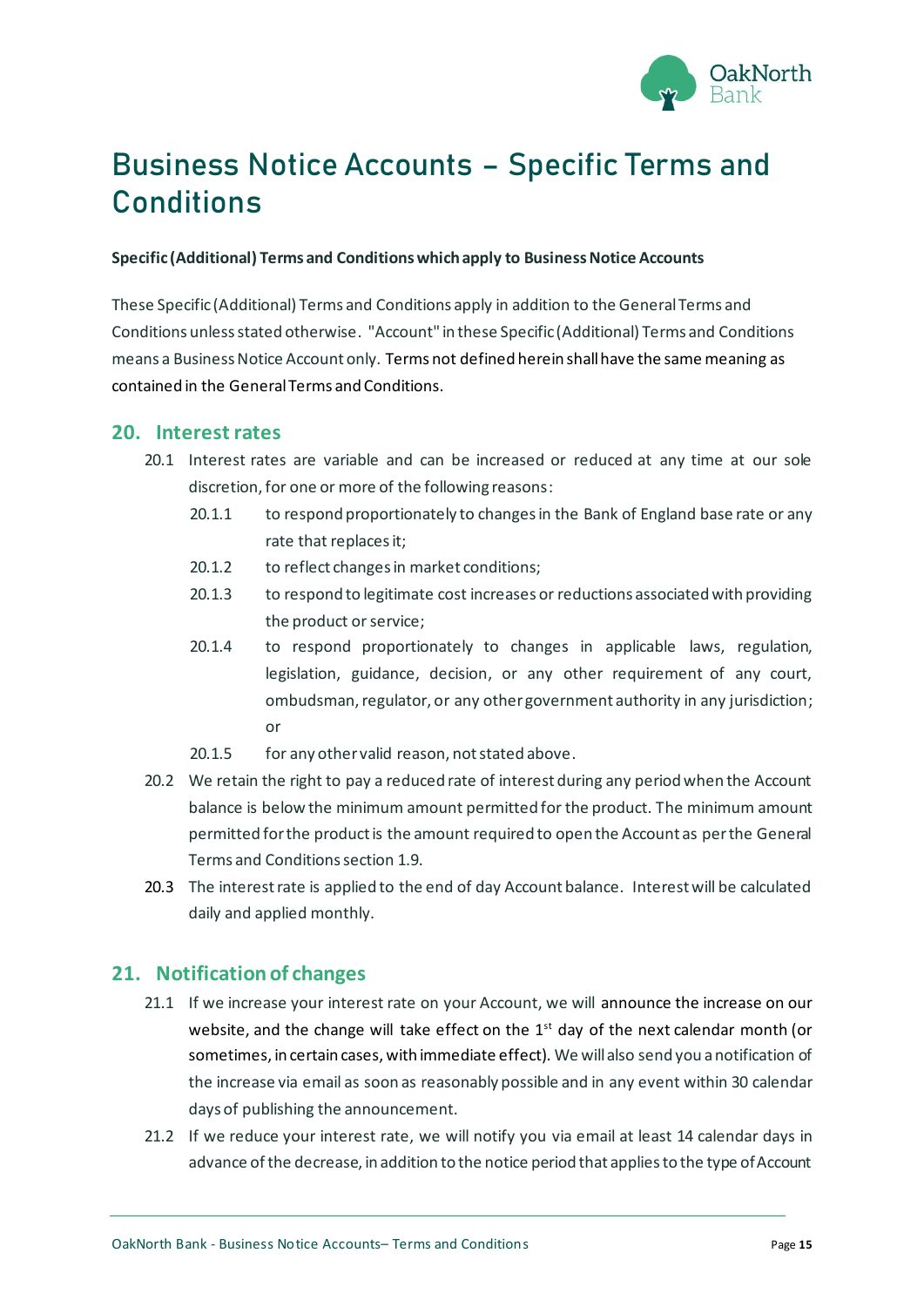# Business Notice Accounts – Specific Terms and Conditions

**Specific (Additional) Terms and Conditions which apply to Business Notice Accounts**

These Specific (Additional) Terms and Conditions apply in addition to the General Terms and Conditions unless stated otherwise. "Account" in these Specific (Additional) Terms and Conditions means a Business Notice Account only. Terms not defined herein shall have the same meaning as contained in the General Terms and Conditions.

## 20. Interest rates

20.1 Interest rates are variable and can be increased or reduced at any time at our sole discretion, for one or more of the following reasons:

- 20.1.1 to respond proportionately to changes in the Bank of England base rate or any rate that replaces it;
- 20.1.2 to reflect changes in market conditions;
- 20.1.3 to respond to legitimate cost increases or reductions associated with providing the product or service;
- 20.1.4 to respond proportionately to changes in applicable laws, regulation, legislation, guidance, decision, or any other requirement of any court, ombudsman, regulator, or any other government authority in any jurisdiction; or
- 20.1.5 for any other valid reason, not stated above.

20.2 We retain the right to pay a reduced rate of interest during any period when the Account balance is below the minimum amount permitted for the product. The minimum amount permitted for the product is the amount required to open the Account as per the General Terms and Conditions section 1.9.

20.3 The interest rate is applied to the end of day Account balance. Interest will be calculated daily and applied monthly.

## 21. Notification of changes

21.1 If we increase your interest rate on your Account, we will announce the increase on our website, and the change will take effect on the 1st day of the next calendar month (or sometimes, in certain cases, with immediate effect). We will also send you a notification of the increase via email as soon as reasonably possible and in any event within 30 calendar days of publishing the announcement.

21.2 If we reduce your interest rate, we will notify you via email at least 14 calendar days in advance of the decrease, in addition to the notice period that applies to the type of Account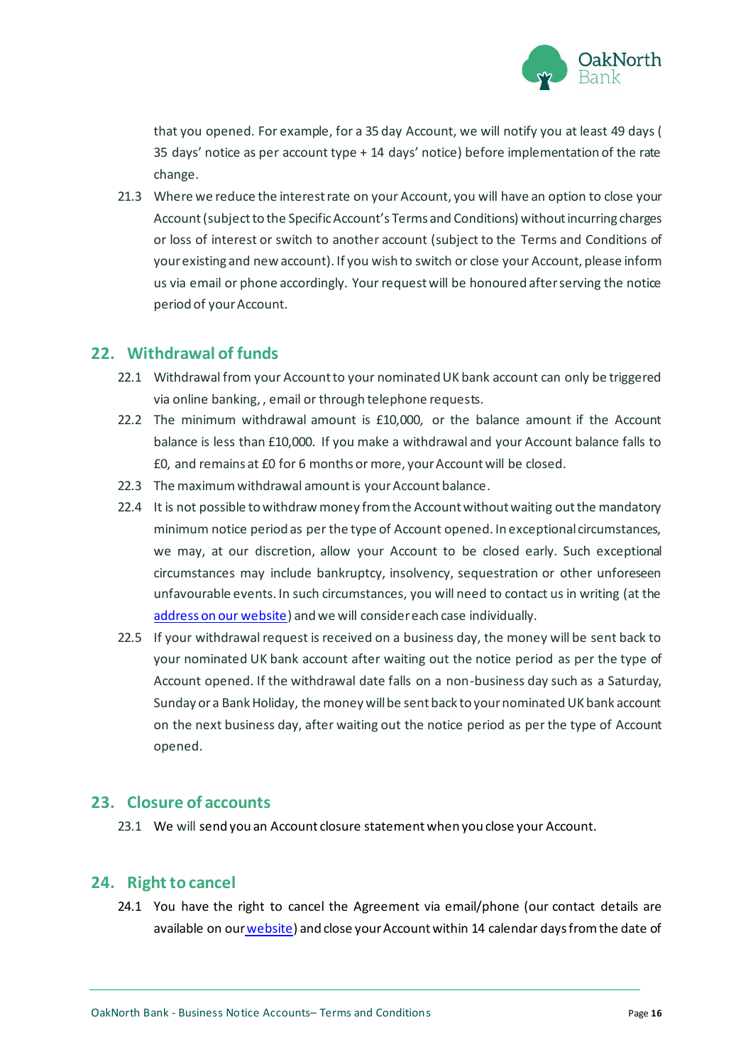that you opened. For example, for a 35 day Account, we will notify you at least 49 days ( 35 days' notice as per account type + 14 days' notice) before implementation of the rate change.

21.3 Where we reduce the interest rate on your Account, you will have an option to close your Account (subject to the Specific Account's Terms and Conditions) without incurring charges or loss of interest or switch to another account (subject to the Terms and Conditions of your existing and new account). If you wish to switch or close your Account, please inform us via email or phone accordingly. Your request will be honoured after serving the notice period of your Account.

## 22. Withdrawal of funds

22.1 Withdrawal from your Account to your nominated UK bank account can only be triggered via online banking, , email or through telephone requests.

22.2 The minimum withdrawal amount is £10,000, or the balance amount if the Account balance is less than £10,000. If you make a withdrawal and your Account balance falls to £0, and remains at £0 for 6 months or more, your Account will be closed.

22.3 The maximum withdrawal amount is your Account balance.

22.4 It is not possible to withdraw money from the Account without waiting out the mandatory minimum notice period as per the type of Account opened. In exceptional circumstances, we may, at our discretion, allow your Account to be closed early. Such exceptional circumstances may include bankruptcy, insolvency, sequestration or other unforeseen unfavourable events. In such circumstances, you will need to contact us in writing (at the address on our website) and we will consider each case individually.

22.5 If your withdrawal request is received on a business day, the money will be sent back to your nominated UK bank account after waiting out the notice period as per the type of Account opened. If the withdrawal date falls on a non-business day such as a Saturday, Sunday or a Bank Holiday, the money will be sent back to your nominated UK bank account on the next business day, after waiting out the notice period as per the type of Account opened.

## 23. Closure of accounts

23.1 We will send you an Account closure statement when you close your Account.

## 24. Right to cancel

24.1 You have the right to cancel the Agreement via email/phone (our contact details are available on our website) and close your Account within 14 calendar days from the date of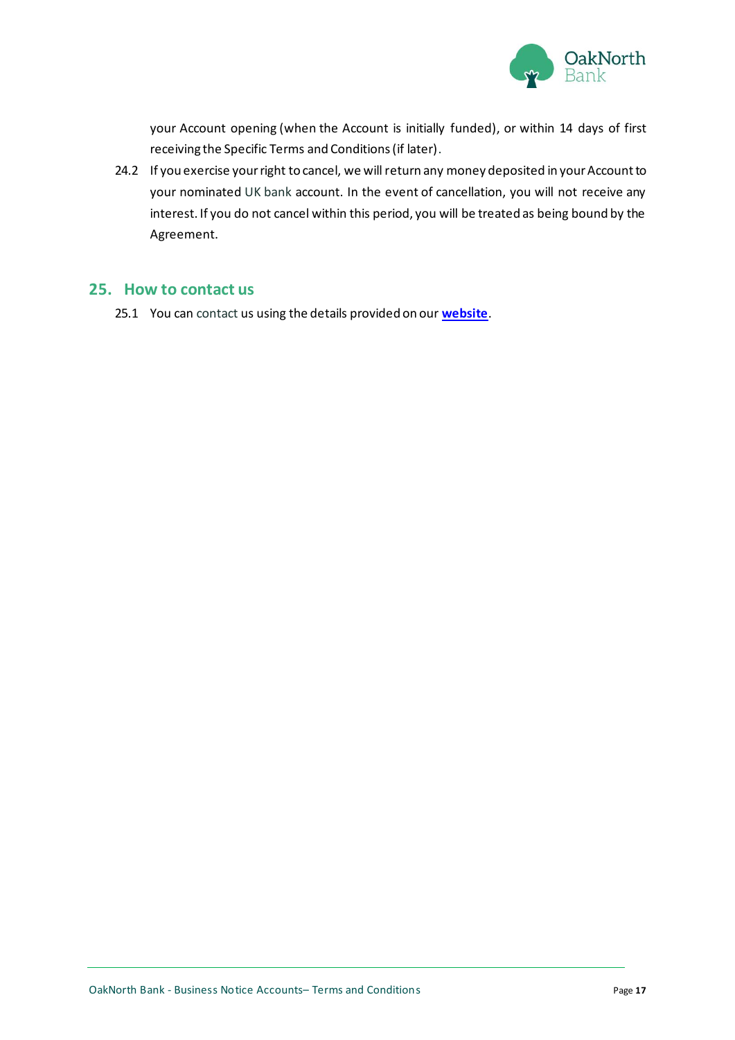your Account opening (when the Account is initially funded), or within 14 days of first receiving the Specific Terms and Conditions (if later).

24.2 If you exercise your right to cancel, we will return any money deposited in your Account to your nominated UK bank account. In the event of cancellation, you will not receive any interest. If you do not cancel within this period, you will be treated as being bound by the Agreement.

## 25. How to contact us

25.1 You can contact us using the details provided on our **website**.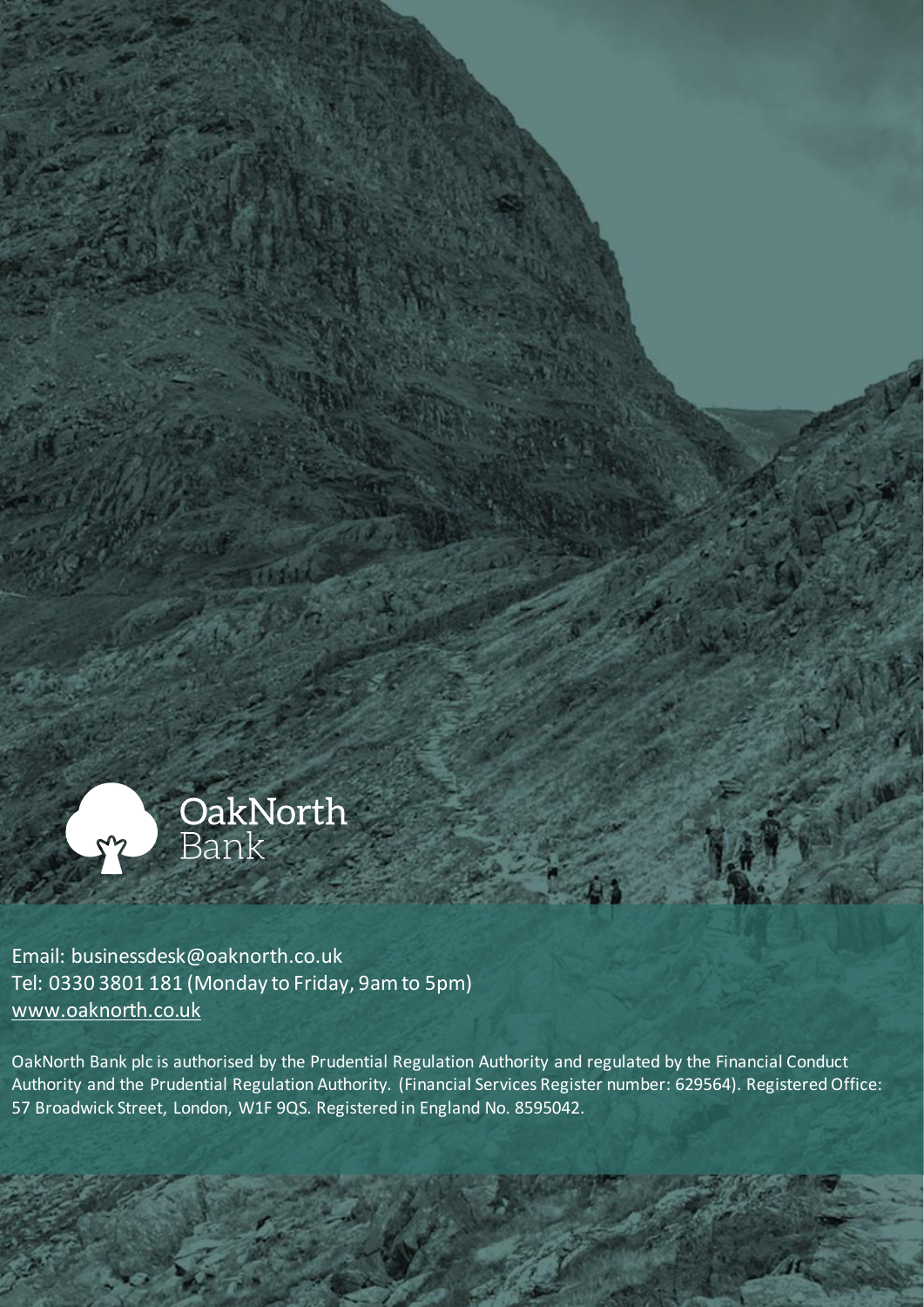OakNorth
Bank

Email: businessdesk@oaknorth.co.uk
Tel: 0330 3801 181 (Monday to Friday, 9am to 5pm)
www.oaknorth.co.uk

OakNorth Bank plc is authorised by the Prudential Regulation Authority and regulated by the Financial Conduct Authority and the Prudential Regulation Authority. (Financial Services Register number: 629564). Registered Office: 57 Broadwick Street, London, W1F 9QS. Registered in England No. 8595042.